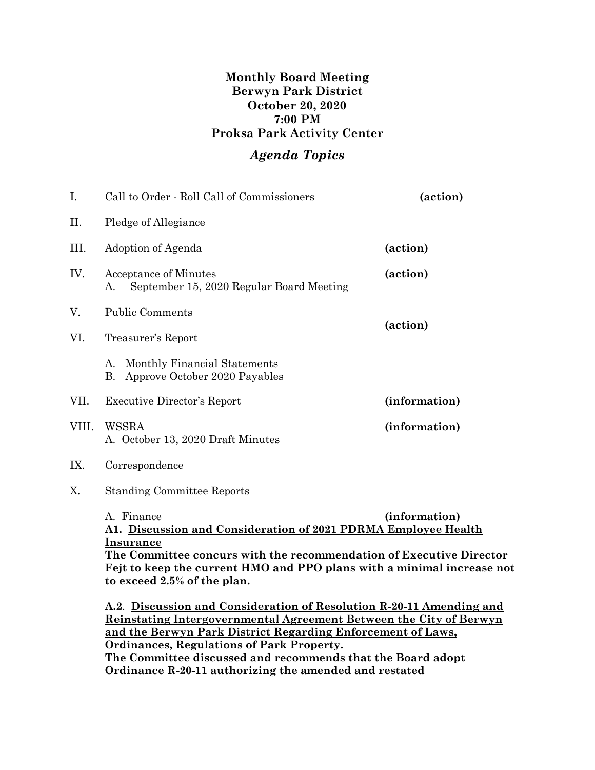**Monthly Board Meeting**
**Berwyn Park District**
**October 20, 2020**
**7:00 PM**
**Proksa Park Activity Center**

## *Agenda Topics*

| | | |
|---|---|---|
| I. | Call to Order - Roll Call of Commissioners | **(action)** |
| II. | Pledge of Allegiance | |
| III. | Adoption of Agenda | **(action)** |
| IV. | Acceptance of Minutes<br>A. September 15, 2020 Regular Board Meeting | **(action)** |
| V. | Public Comments | |
| VI. | Treasurer's Report<br>A. Monthly Financial Statements<br>B. Approve October 2020 Payables | **(action)** |
| VII. | Executive Director's Report | **(information)** |
| VIII. | WSSRA<br>A. October 13, 2020 Draft Minutes | **(information)** |
| IX. | Correspondence | |
| X. | Standing Committee Reports | |

A. Finance **(information)**

**A1. <u>Discussion and Consideration of 2021 PDRMA Employee Health Insurance</u>**
**The Committee concurs with the recommendation of Executive Director Fejt to keep the current HMO and PPO plans with a minimal increase not to exceed 2.5% of the plan.**

**A.2. <u>Discussion and Consideration of Resolution R-20-11 Amending and Reinstating Intergovernmental Agreement Between the City of Berwyn and the Berwyn Park District Regarding Enforcement of Laws, Ordinances, Regulations of Park Property.</u>**
**The Committee discussed and recommends that the Board adopt Ordinance R-20-11 authorizing the amended and restated**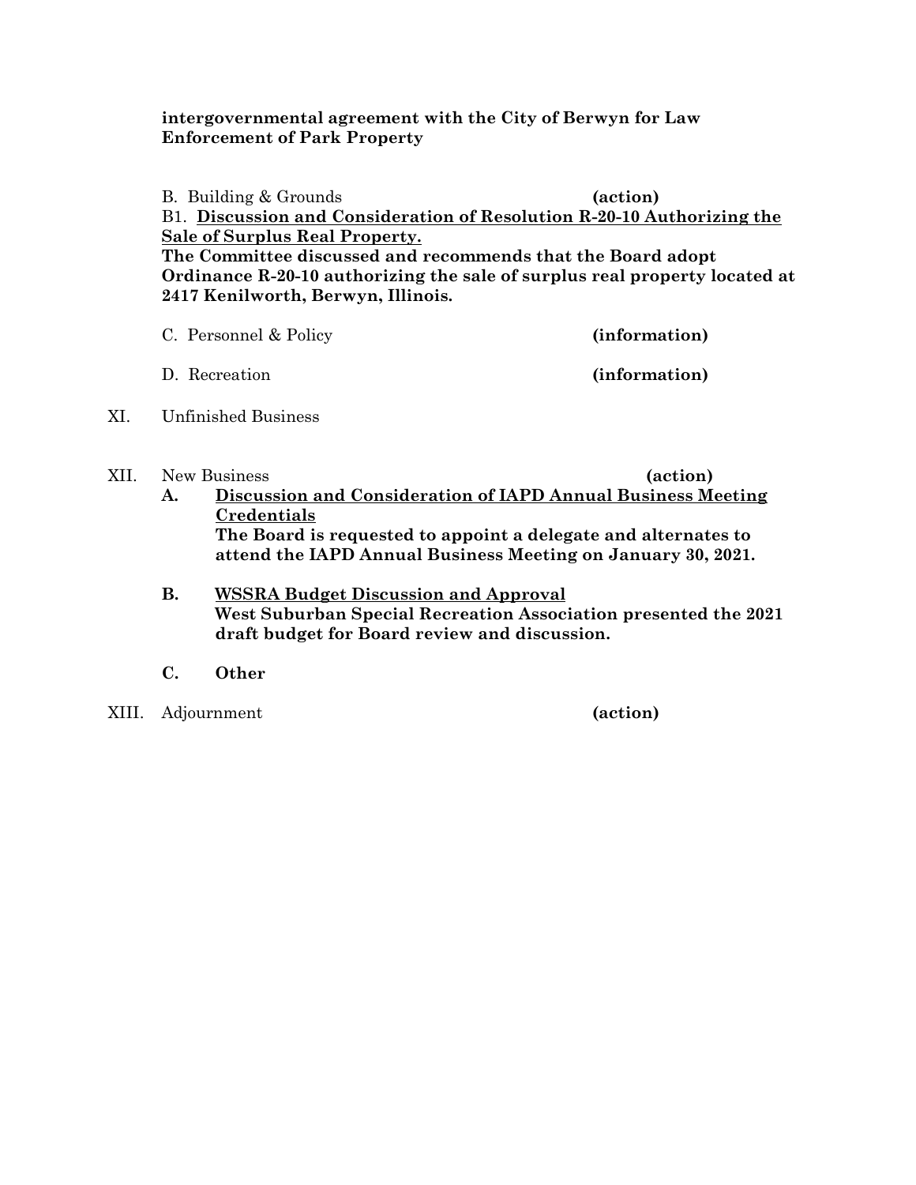**intergovernmental agreement with the City of Berwyn for Law Enforcement of Park Property**

B. Building & Grounds **(action)**

B1. **<u>Discussion and Consideration of Resolution R-20-10 Authorizing the Sale of Surplus Real Property.</u>**
**The Committee discussed and recommends that the Board adopt Ordinance R-20-10 authorizing the sale of surplus real property located at 2417 Kenilworth, Berwyn, Illinois.**

C. Personnel & Policy **(information)**

D. Recreation **(information)**

XI. Unfinished Business

XII. New Business **(action)**

**A.** **<u>Discussion and Consideration of IAPD Annual Business Meeting Credentials</u>**
**The Board is requested to appoint a delegate and alternates to attend the IAPD Annual Business Meeting on January 30, 2021.**

**B.** **<u>WSSRA Budget Discussion and Approval</u>**
**West Suburban Special Recreation Association presented the 2021 draft budget for Board review and discussion.**

**C.** **Other**

XIII. Adjournment **(action)**